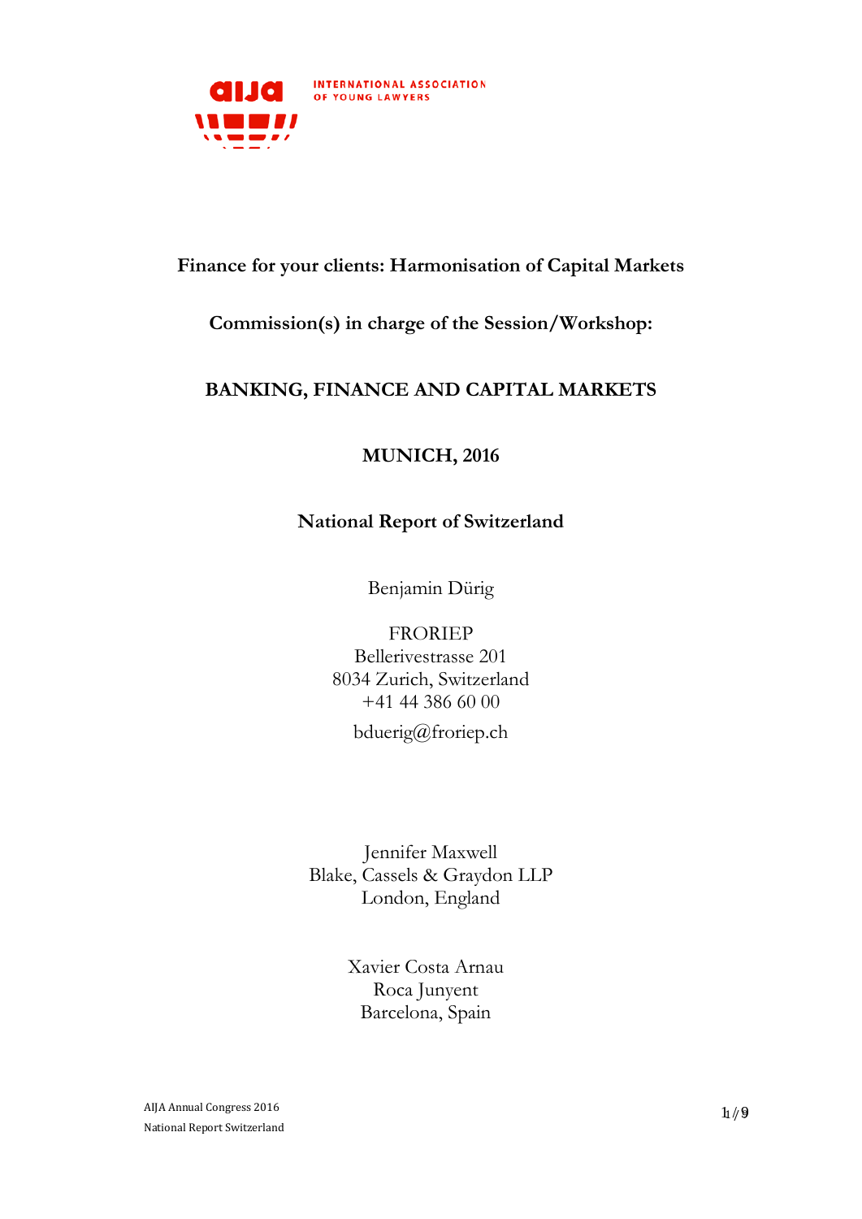INTERNATIONAL ASSOCIATION OF YOUNG LAWYERS

# Finance for your clients: Harmonisation of Capital Markets

## Commission(s) in charge of the Session/Workshop:

## BANKING, FINANCE AND CAPITAL MARKETS

## MUNICH, 2016

## National Report of Switzerland

Benjamin Dürig

FRORIEP
Bellerivestrasse 201
8034 Zurich, Switzerland
+41 44 386 60 00
bduerig@froriep.ch

Jennifer Maxwell
Blake, Cassels & Graydon LLP
London, England

Xavier Costa Arnau
Roca Junyent
Barcelona, Spain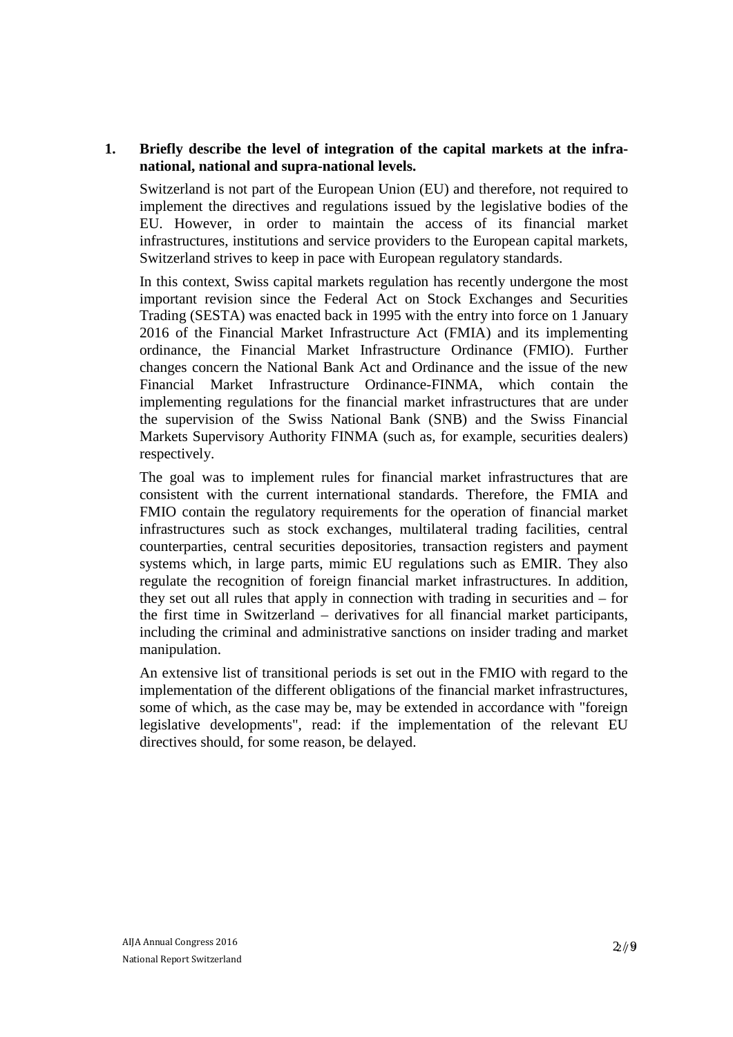**1. Briefly describe the level of integration of the capital markets at the infra-national, national and supra-national levels.**

Switzerland is not part of the European Union (EU) and therefore, not required to implement the directives and regulations issued by the legislative bodies of the EU. However, in order to maintain the access of its financial market infrastructures, institutions and service providers to the European capital markets, Switzerland strives to keep in pace with European regulatory standards.

In this context, Swiss capital markets regulation has recently undergone the most important revision since the Federal Act on Stock Exchanges and Securities Trading (SESTA) was enacted back in 1995 with the entry into force on 1 January 2016 of the Financial Market Infrastructure Act (FMIA) and its implementing ordinance, the Financial Market Infrastructure Ordinance (FMIO). Further changes concern the National Bank Act and Ordinance and the issue of the new Financial Market Infrastructure Ordinance-FINMA, which contain the implementing regulations for the financial market infrastructures that are under the supervision of the Swiss National Bank (SNB) and the Swiss Financial Markets Supervisory Authority FINMA (such as, for example, securities dealers) respectively.

The goal was to implement rules for financial market infrastructures that are consistent with the current international standards. Therefore, the FMIA and FMIO contain the regulatory requirements for the operation of financial market infrastructures such as stock exchanges, multilateral trading facilities, central counterparties, central securities depositories, transaction registers and payment systems which, in large parts, mimic EU regulations such as EMIR. They also regulate the recognition of foreign financial market infrastructures. In addition, they set out all rules that apply in connection with trading in securities and – for the first time in Switzerland – derivatives for all financial market participants, including the criminal and administrative sanctions on insider trading and market manipulation.

An extensive list of transitional periods is set out in the FMIO with regard to the implementation of the different obligations of the financial market infrastructures, some of which, as the case may be, may be extended in accordance with "foreign legislative developments", read: if the implementation of the relevant EU directives should, for some reason, be delayed.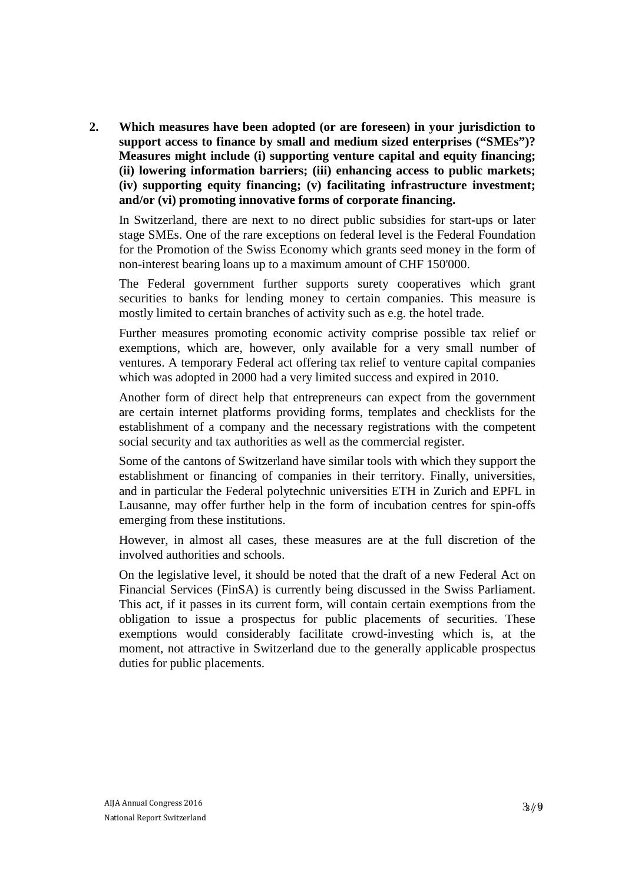**2. Which measures have been adopted (or are foreseen) in your jurisdiction to support access to finance by small and medium sized enterprises ("SMEs")? Measures might include (i) supporting venture capital and equity financing; (ii) lowering information barriers; (iii) enhancing access to public markets; (iv) supporting equity financing; (v) facilitating infrastructure investment; and/or (vi) promoting innovative forms of corporate financing.**

In Switzerland, there are next to no direct public subsidies for start-ups or later stage SMEs. One of the rare exceptions on federal level is the Federal Foundation for the Promotion of the Swiss Economy which grants seed money in the form of non-interest bearing loans up to a maximum amount of CHF 150'000.

The Federal government further supports surety cooperatives which grant securities to banks for lending money to certain companies. This measure is mostly limited to certain branches of activity such as e.g. the hotel trade.

Further measures promoting economic activity comprise possible tax relief or exemptions, which are, however, only available for a very small number of ventures. A temporary Federal act offering tax relief to venture capital companies which was adopted in 2000 had a very limited success and expired in 2010.

Another form of direct help that entrepreneurs can expect from the government are certain internet platforms providing forms, templates and checklists for the establishment of a company and the necessary registrations with the competent social security and tax authorities as well as the commercial register.

Some of the cantons of Switzerland have similar tools with which they support the establishment or financing of companies in their territory. Finally, universities, and in particular the Federal polytechnic universities ETH in Zurich and EPFL in Lausanne, may offer further help in the form of incubation centres for spin-offs emerging from these institutions.

However, in almost all cases, these measures are at the full discretion of the involved authorities and schools.

On the legislative level, it should be noted that the draft of a new Federal Act on Financial Services (FinSA) is currently being discussed in the Swiss Parliament. This act, if it passes in its current form, will contain certain exemptions from the obligation to issue a prospectus for public placements of securities. These exemptions would considerably facilitate crowd-investing which is, at the moment, not attractive in Switzerland due to the generally applicable prospectus duties for public placements.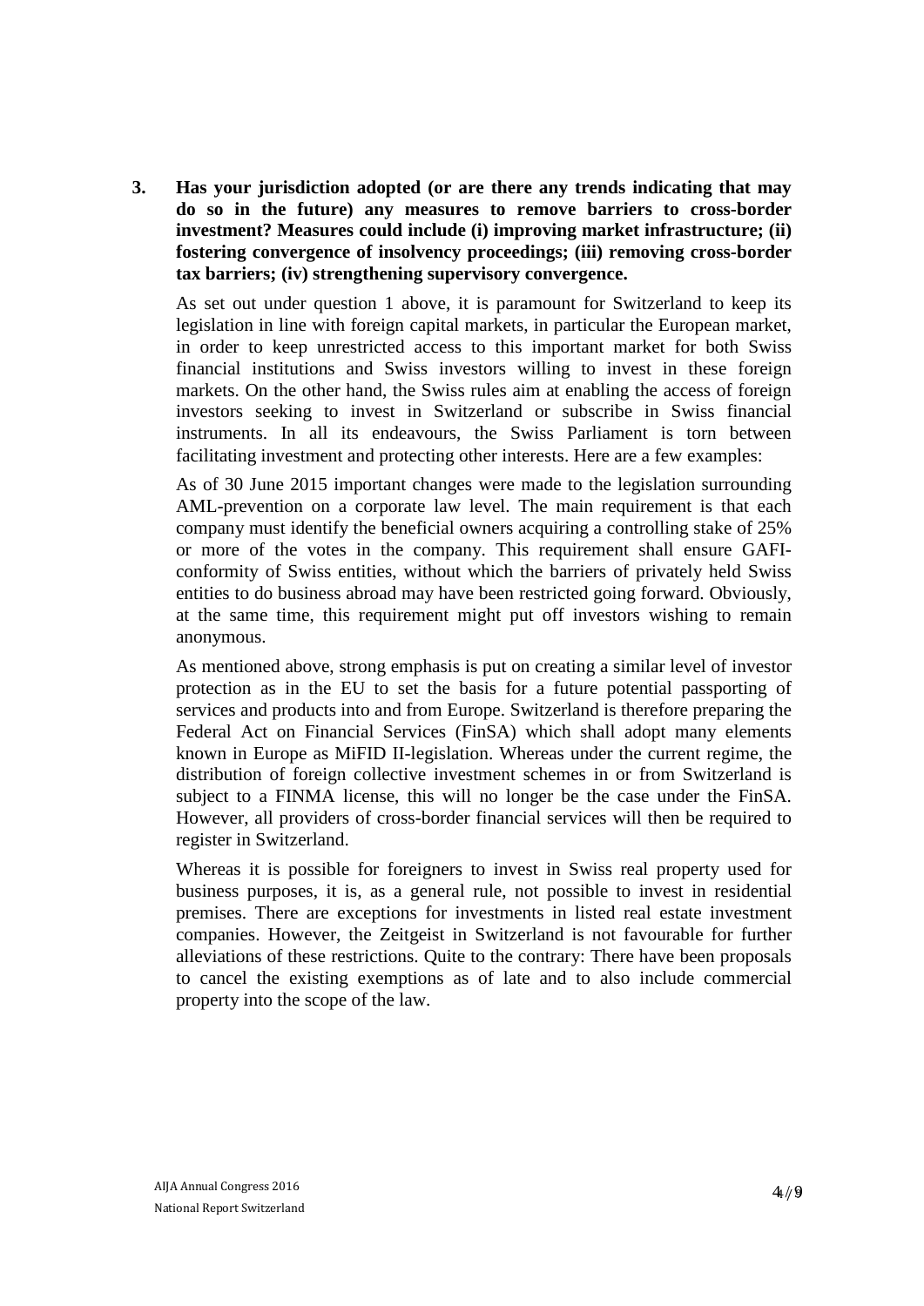**3. Has your jurisdiction adopted (or are there any trends indicating that may do so in the future) any measures to remove barriers to cross-border investment? Measures could include (i) improving market infrastructure; (ii) fostering convergence of insolvency proceedings; (iii) removing cross-border tax barriers; (iv) strengthening supervisory convergence.**

As set out under question 1 above, it is paramount for Switzerland to keep its legislation in line with foreign capital markets, in particular the European market, in order to keep unrestricted access to this important market for both Swiss financial institutions and Swiss investors willing to invest in these foreign markets. On the other hand, the Swiss rules aim at enabling the access of foreign investors seeking to invest in Switzerland or subscribe in Swiss financial instruments. In all its endeavours, the Swiss Parliament is torn between facilitating investment and protecting other interests. Here are a few examples:

As of 30 June 2015 important changes were made to the legislation surrounding AML-prevention on a corporate law level. The main requirement is that each company must identify the beneficial owners acquiring a controlling stake of 25% or more of the votes in the company. This requirement shall ensure GAFI-conformity of Swiss entities, without which the barriers of privately held Swiss entities to do business abroad may have been restricted going forward. Obviously, at the same time, this requirement might put off investors wishing to remain anonymous.

As mentioned above, strong emphasis is put on creating a similar level of investor protection as in the EU to set the basis for a future potential passporting of services and products into and from Europe. Switzerland is therefore preparing the Federal Act on Financial Services (FinSA) which shall adopt many elements known in Europe as MiFID II-legislation. Whereas under the current regime, the distribution of foreign collective investment schemes in or from Switzerland is subject to a FINMA license, this will no longer be the case under the FinSA. However, all providers of cross-border financial services will then be required to register in Switzerland.

Whereas it is possible for foreigners to invest in Swiss real property used for business purposes, it is, as a general rule, not possible to invest in residential premises. There are exceptions for investments in listed real estate investment companies. However, the Zeitgeist in Switzerland is not favourable for further alleviations of these restrictions. Quite to the contrary: There have been proposals to cancel the existing exemptions as of late and to also include commercial property into the scope of the law.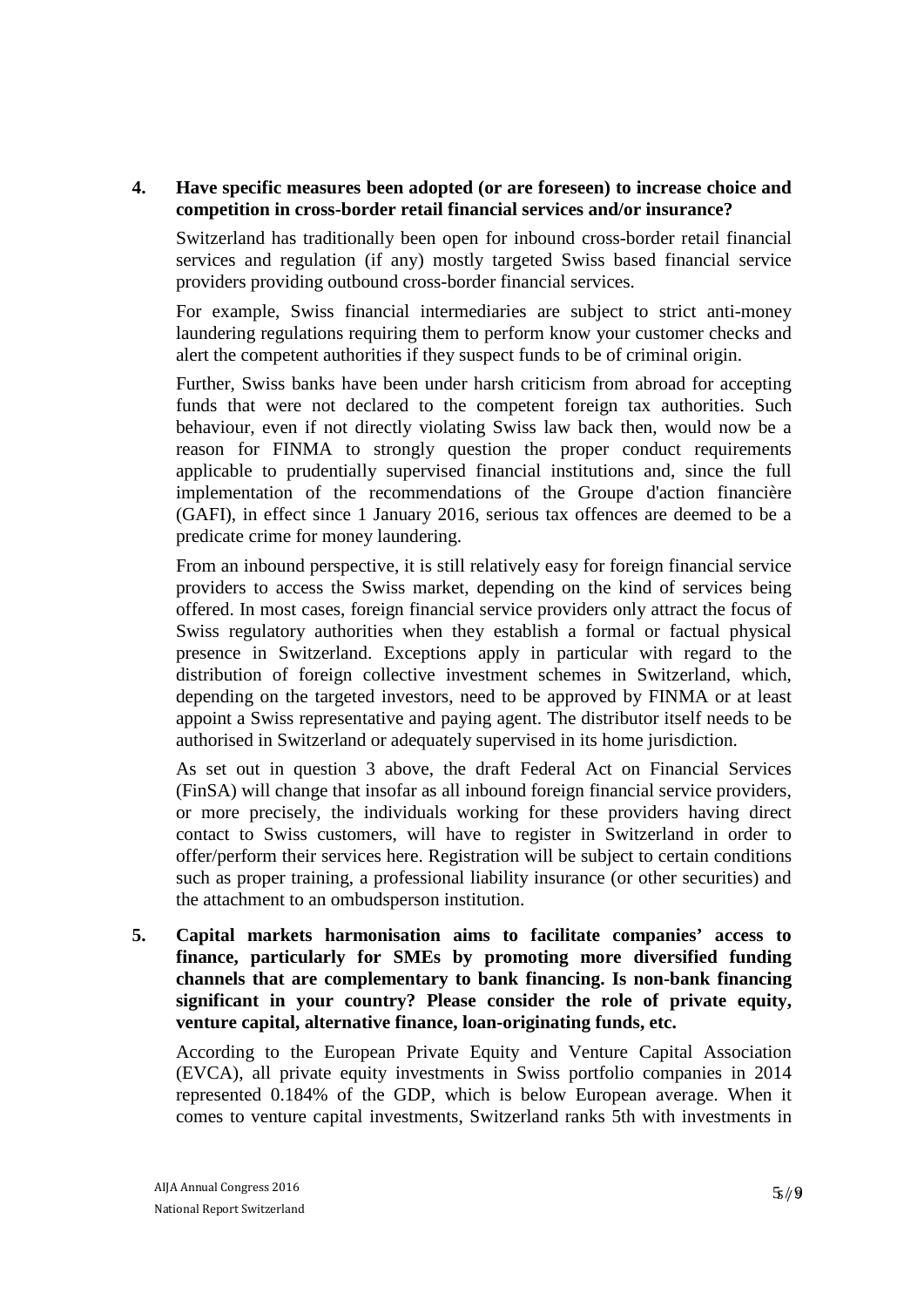**4. Have specific measures been adopted (or are foreseen) to increase choice and competition in cross-border retail financial services and/or insurance?**

Switzerland has traditionally been open for inbound cross-border retail financial services and regulation (if any) mostly targeted Swiss based financial service providers providing outbound cross-border financial services.

For example, Swiss financial intermediaries are subject to strict anti-money laundering regulations requiring them to perform know your customer checks and alert the competent authorities if they suspect funds to be of criminal origin.

Further, Swiss banks have been under harsh criticism from abroad for accepting funds that were not declared to the competent foreign tax authorities. Such behaviour, even if not directly violating Swiss law back then, would now be a reason for FINMA to strongly question the proper conduct requirements applicable to prudentially supervised financial institutions and, since the full implementation of the recommendations of the Groupe d'action financière (GAFI), in effect since 1 January 2016, serious tax offences are deemed to be a predicate crime for money laundering.

From an inbound perspective, it is still relatively easy for foreign financial service providers to access the Swiss market, depending on the kind of services being offered. In most cases, foreign financial service providers only attract the focus of Swiss regulatory authorities when they establish a formal or factual physical presence in Switzerland. Exceptions apply in particular with regard to the distribution of foreign collective investment schemes in Switzerland, which, depending on the targeted investors, need to be approved by FINMA or at least appoint a Swiss representative and paying agent. The distributor itself needs to be authorised in Switzerland or adequately supervised in its home jurisdiction.

As set out in question 3 above, the draft Federal Act on Financial Services (FinSA) will change that insofar as all inbound foreign financial service providers, or more precisely, the individuals working for these providers having direct contact to Swiss customers, will have to register in Switzerland in order to offer/perform their services here. Registration will be subject to certain conditions such as proper training, a professional liability insurance (or other securities) and the attachment to an ombudsperson institution.

**5. Capital markets harmonisation aims to facilitate companies' access to finance, particularly for SMEs by promoting more diversified funding channels that are complementary to bank financing. Is non-bank financing significant in your country? Please consider the role of private equity, venture capital, alternative finance, loan-originating funds, etc.**

According to the European Private Equity and Venture Capital Association (EVCA), all private equity investments in Swiss portfolio companies in 2014 represented 0.184% of the GDP, which is below European average. When it comes to venture capital investments, Switzerland ranks 5th with investments in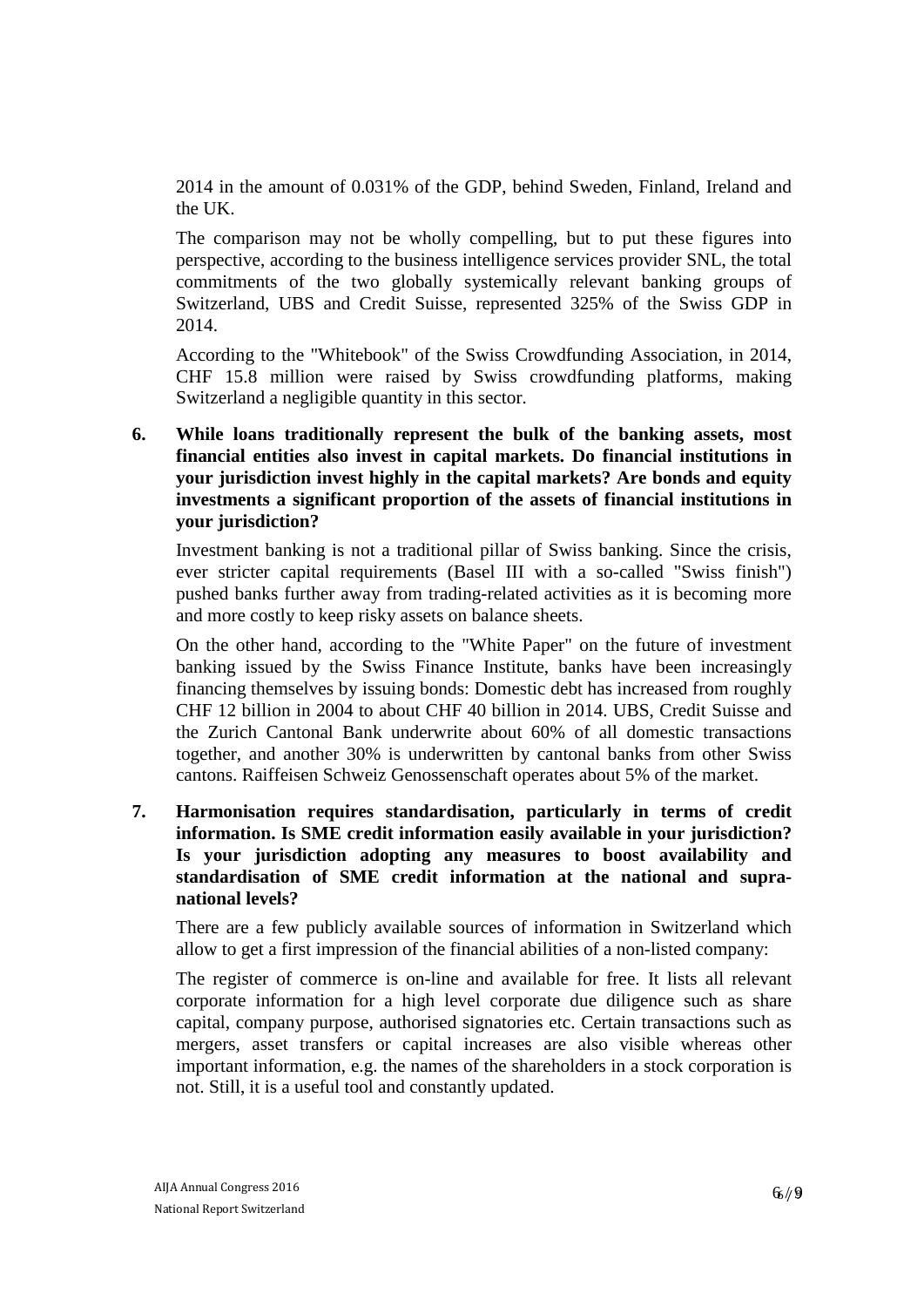2014 in the amount of 0.031% of the GDP, behind Sweden, Finland, Ireland and the UK.

The comparison may not be wholly compelling, but to put these figures into perspective, according to the business intelligence services provider SNL, the total commitments of the two globally systemically relevant banking groups of Switzerland, UBS and Credit Suisse, represented 325% of the Swiss GDP in 2014.

According to the "Whitebook" of the Swiss Crowdfunding Association, in 2014, CHF 15.8 million were raised by Swiss crowdfunding platforms, making Switzerland a negligible quantity in this sector.

**6. While loans traditionally represent the bulk of the banking assets, most financial entities also invest in capital markets. Do financial institutions in your jurisdiction invest highly in the capital markets? Are bonds and equity investments a significant proportion of the assets of financial institutions in your jurisdiction?**

Investment banking is not a traditional pillar of Swiss banking. Since the crisis, ever stricter capital requirements (Basel III with a so-called "Swiss finish") pushed banks further away from trading-related activities as it is becoming more and more costly to keep risky assets on balance sheets.

On the other hand, according to the "White Paper" on the future of investment banking issued by the Swiss Finance Institute, banks have been increasingly financing themselves by issuing bonds: Domestic debt has increased from roughly CHF 12 billion in 2004 to about CHF 40 billion in 2014. UBS, Credit Suisse and the Zurich Cantonal Bank underwrite about 60% of all domestic transactions together, and another 30% is underwritten by cantonal banks from other Swiss cantons. Raiffeisen Schweiz Genossenschaft operates about 5% of the market.

**7. Harmonisation requires standardisation, particularly in terms of credit information. Is SME credit information easily available in your jurisdiction? Is your jurisdiction adopting any measures to boost availability and standardisation of SME credit information at the national and supra-national levels?**

There are a few publicly available sources of information in Switzerland which allow to get a first impression of the financial abilities of a non-listed company:

The register of commerce is on-line and available for free. It lists all relevant corporate information for a high level corporate due diligence such as share capital, company purpose, authorised signatories etc. Certain transactions such as mergers, asset transfers or capital increases are also visible whereas other important information, e.g. the names of the shareholders in a stock corporation is not. Still, it is a useful tool and constantly updated.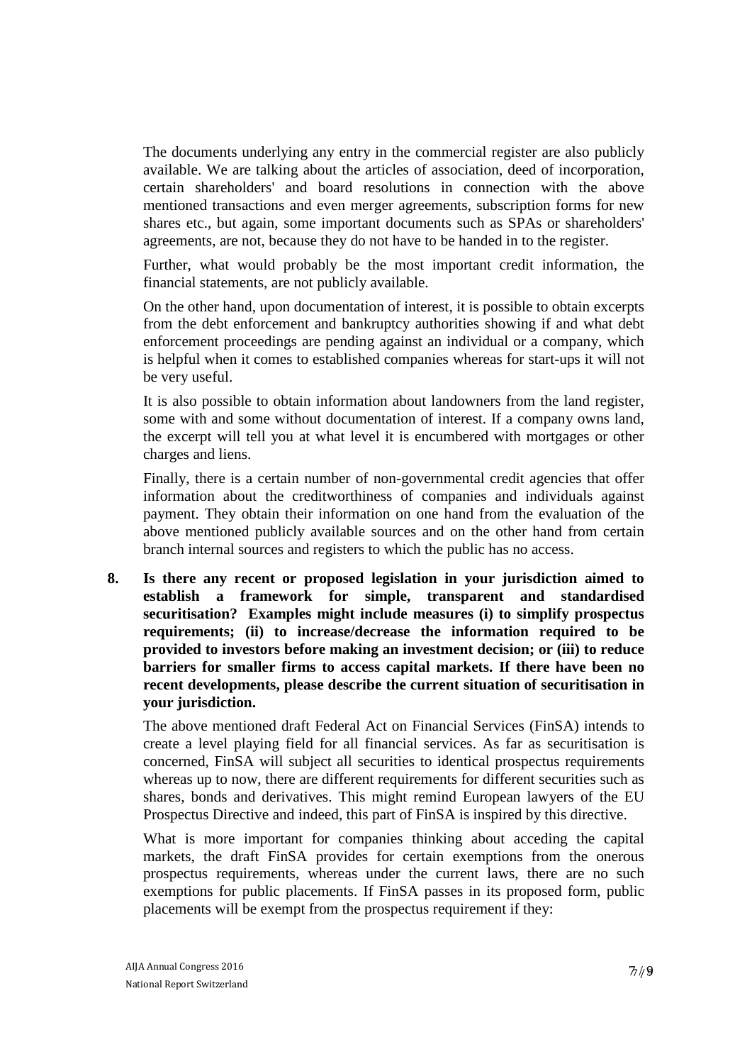The documents underlying any entry in the commercial register are also publicly available. We are talking about the articles of association, deed of incorporation, certain shareholders' and board resolutions in connection with the above mentioned transactions and even merger agreements, subscription forms for new shares etc., but again, some important documents such as SPAs or shareholders' agreements, are not, because they do not have to be handed in to the register.

Further, what would probably be the most important credit information, the financial statements, are not publicly available.

On the other hand, upon documentation of interest, it is possible to obtain excerpts from the debt enforcement and bankruptcy authorities showing if and what debt enforcement proceedings are pending against an individual or a company, which is helpful when it comes to established companies whereas for start-ups it will not be very useful.

It is also possible to obtain information about landowners from the land register, some with and some without documentation of interest. If a company owns land, the excerpt will tell you at what level it is encumbered with mortgages or other charges and liens.

Finally, there is a certain number of non-governmental credit agencies that offer information about the creditworthiness of companies and individuals against payment. They obtain their information on one hand from the evaluation of the above mentioned publicly available sources and on the other hand from certain branch internal sources and registers to which the public has no access.

**8. Is there any recent or proposed legislation in your jurisdiction aimed to establish a framework for simple, transparent and standardised securitisation? Examples might include measures (i) to simplify prospectus requirements; (ii) to increase/decrease the information required to be provided to investors before making an investment decision; or (iii) to reduce barriers for smaller firms to access capital markets. If there have been no recent developments, please describe the current situation of securitisation in your jurisdiction.**

The above mentioned draft Federal Act on Financial Services (FinSA) intends to create a level playing field for all financial services. As far as securitisation is concerned, FinSA will subject all securities to identical prospectus requirements whereas up to now, there are different requirements for different securities such as shares, bonds and derivatives. This might remind European lawyers of the EU Prospectus Directive and indeed, this part of FinSA is inspired by this directive.

What is more important for companies thinking about acceding the capital markets, the draft FinSA provides for certain exemptions from the onerous prospectus requirements, whereas under the current laws, there are no such exemptions for public placements. If FinSA passes in its proposed form, public placements will be exempt from the prospectus requirement if they: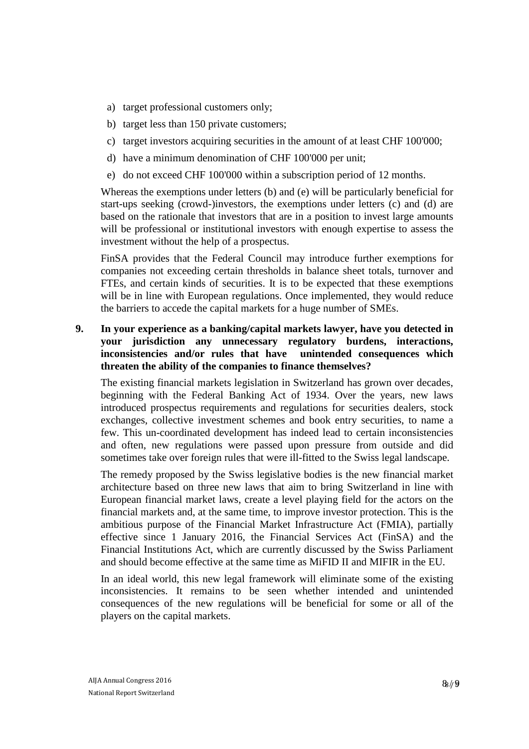a) target professional customers only;

b) target less than 150 private customers;

c) target investors acquiring securities in the amount of at least CHF 100'000;

d) have a minimum denomination of CHF 100'000 per unit;

e) do not exceed CHF 100'000 within a subscription period of 12 months.

Whereas the exemptions under letters (b) and (e) will be particularly beneficial for start-ups seeking (crowd-)investors, the exemptions under letters (c) and (d) are based on the rationale that investors that are in a position to invest large amounts will be professional or institutional investors with enough expertise to assess the investment without the help of a prospectus.

FinSA provides that the Federal Council may introduce further exemptions for companies not exceeding certain thresholds in balance sheet totals, turnover and FTEs, and certain kinds of securities. It is to be expected that these exemptions will be in line with European regulations. Once implemented, they would reduce the barriers to accede the capital markets for a huge number of SMEs.

**9. In your experience as a banking/capital markets lawyer, have you detected in your jurisdiction any unnecessary regulatory burdens, interactions, inconsistencies and/or rules that have unintended consequences which threaten the ability of the companies to finance themselves?**

The existing financial markets legislation in Switzerland has grown over decades, beginning with the Federal Banking Act of 1934. Over the years, new laws introduced prospectus requirements and regulations for securities dealers, stock exchanges, collective investment schemes and book entry securities, to name a few. This un-coordinated development has indeed lead to certain inconsistencies and often, new regulations were passed upon pressure from outside and did sometimes take over foreign rules that were ill-fitted to the Swiss legal landscape.

The remedy proposed by the Swiss legislative bodies is the new financial market architecture based on three new laws that aim to bring Switzerland in line with European financial market laws, create a level playing field for the actors on the financial markets and, at the same time, to improve investor protection. This is the ambitious purpose of the Financial Market Infrastructure Act (FMIA), partially effective since 1 January 2016, the Financial Services Act (FinSA) and the Financial Institutions Act, which are currently discussed by the Swiss Parliament and should become effective at the same time as MiFID II and MIFIR in the EU.

In an ideal world, this new legal framework will eliminate some of the existing inconsistencies. It remains to be seen whether intended and unintended consequences of the new regulations will be beneficial for some or all of the players on the capital markets.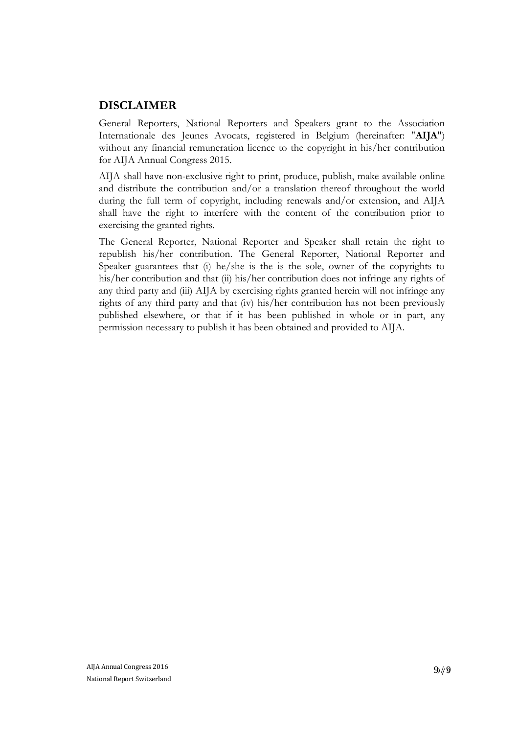## DISCLAIMER

General Reporters, National Reporters and Speakers grant to the Association Internationale des Jeunes Avocats, registered in Belgium (hereinafter: "**AIJA**") without any financial remuneration licence to the copyright in his/her contribution for AIJA Annual Congress 2015.

AIJA shall have non-exclusive right to print, produce, publish, make available online and distribute the contribution and/or a translation thereof throughout the world during the full term of copyright, including renewals and/or extension, and AIJA shall have the right to interfere with the content of the contribution prior to exercising the granted rights.

The General Reporter, National Reporter and Speaker shall retain the right to republish his/her contribution. The General Reporter, National Reporter and Speaker guarantees that (i) he/she is the is the sole, owner of the copyrights to his/her contribution and that (ii) his/her contribution does not infringe any rights of any third party and (iii) AIJA by exercising rights granted herein will not infringe any rights of any third party and that (iv) his/her contribution has not been previously published elsewhere, or that if it has been published in whole or in part, any permission necessary to publish it has been obtained and provided to AIJA.